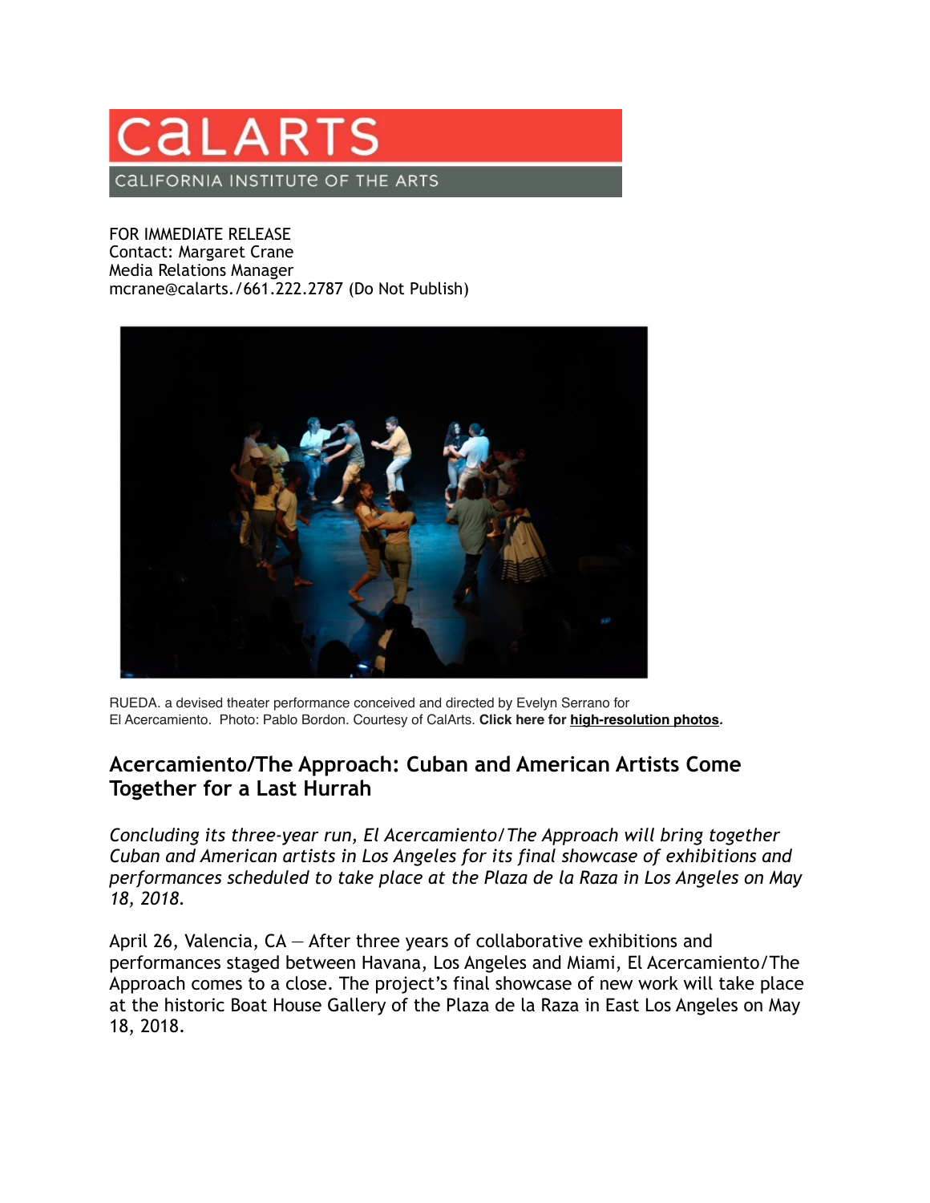CalArts
California Institute of the Arts

FOR IMMEDIATE RELEASE
Contact: Margaret Crane
Media Relations Manager
mcrane@calarts./661.222.2787 (Do Not Publish)

RUEDA. a devised theater performance conceived and directed by Evelyn Serrano for El Acercamiento. Photo: Pablo Bordon. Courtesy of CalArts. **Click here for high-resolution photos.**

## Acercamiento/The Approach: Cuban and American Artists Come Together for a Last Hurrah

*Concluding its three-year run, El Acercamiento/The Approach will bring together Cuban and American artists in Los Angeles for its final showcase of exhibitions and performances scheduled to take place at the Plaza de la Raza in Los Angeles on May 18, 2018.*

April 26, Valencia, CA — After three years of collaborative exhibitions and performances staged between Havana, Los Angeles and Miami, El Acercamiento/The Approach comes to a close. The project's final showcase of new work will take place at the historic Boat House Gallery of the Plaza de la Raza in East Los Angeles on May 18, 2018.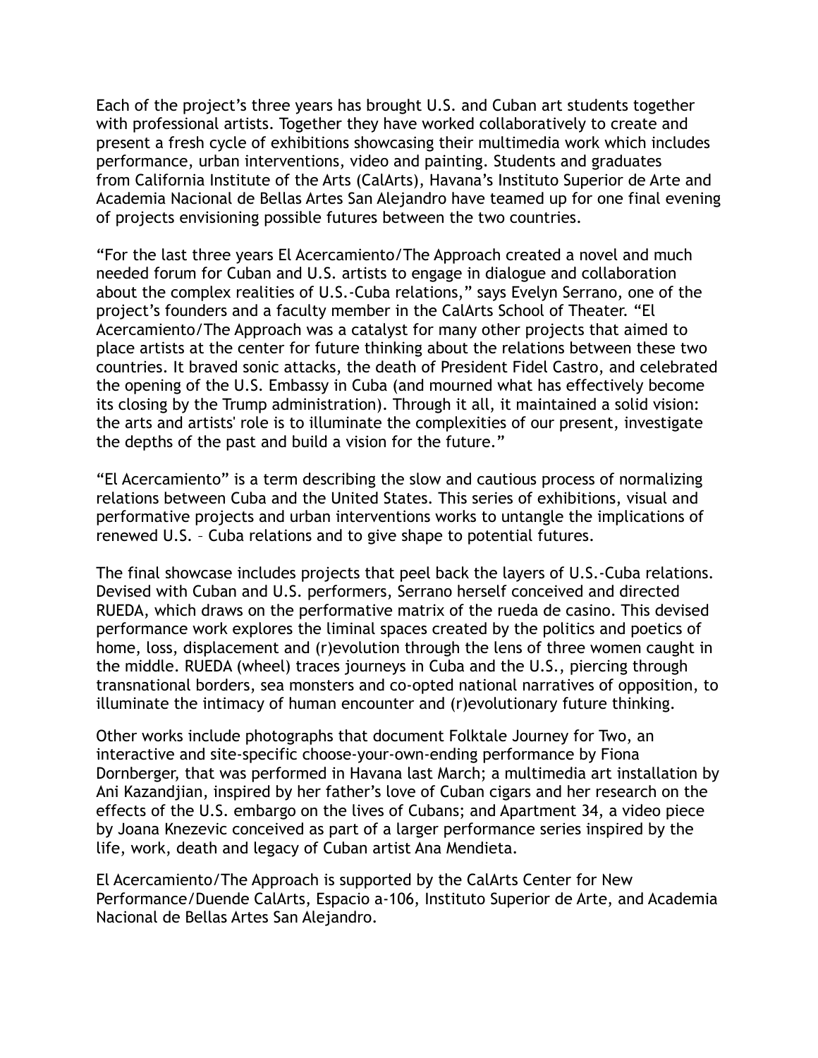Each of the project's three years has brought U.S. and Cuban art students together with professional artists. Together they have worked collaboratively to create and present a fresh cycle of exhibitions showcasing their multimedia work which includes performance, urban interventions, video and painting. Students and graduates from California Institute of the Arts (CalArts), Havana's Instituto Superior de Arte and Academia Nacional de Bellas Artes San Alejandro have teamed up for one final evening of projects envisioning possible futures between the two countries.

"For the last three years El Acercamiento/The Approach created a novel and much needed forum for Cuban and U.S. artists to engage in dialogue and collaboration about the complex realities of U.S.-Cuba relations," says Evelyn Serrano, one of the project's founders and a faculty member in the CalArts School of Theater. "El Acercamiento/The Approach was a catalyst for many other projects that aimed to place artists at the center for future thinking about the relations between these two countries. It braved sonic attacks, the death of President Fidel Castro, and celebrated the opening of the U.S. Embassy in Cuba (and mourned what has effectively become its closing by the Trump administration). Through it all, it maintained a solid vision: the arts and artists' role is to illuminate the complexities of our present, investigate the depths of the past and build a vision for the future."

"El Acercamiento" is a term describing the slow and cautious process of normalizing relations between Cuba and the United States. This series of exhibitions, visual and performative projects and urban interventions works to untangle the implications of renewed U.S. – Cuba relations and to give shape to potential futures.

The final showcase includes projects that peel back the layers of U.S.-Cuba relations. Devised with Cuban and U.S. performers, Serrano herself conceived and directed RUEDA, which draws on the performative matrix of the rueda de casino. This devised performance work explores the liminal spaces created by the politics and poetics of home, loss, displacement and (r)evolution through the lens of three women caught in the middle. RUEDA (wheel) traces journeys in Cuba and the U.S., piercing through transnational borders, sea monsters and co-opted national narratives of opposition, to illuminate the intimacy of human encounter and (r)evolutionary future thinking.

Other works include photographs that document Folktale Journey for Two, an interactive and site-specific choose-your-own-ending performance by Fiona Dornberger, that was performed in Havana last March; a multimedia art installation by Ani Kazandjian, inspired by her father's love of Cuban cigars and her research on the effects of the U.S. embargo on the lives of Cubans; and Apartment 34, a video piece by Joana Knezevic conceived as part of a larger performance series inspired by the life, work, death and legacy of Cuban artist Ana Mendieta.

El Acercamiento/The Approach is supported by the CalArts Center for New Performance/Duende CalArts, Espacio a-106, Instituto Superior de Arte, and Academia Nacional de Bellas Artes San Alejandro.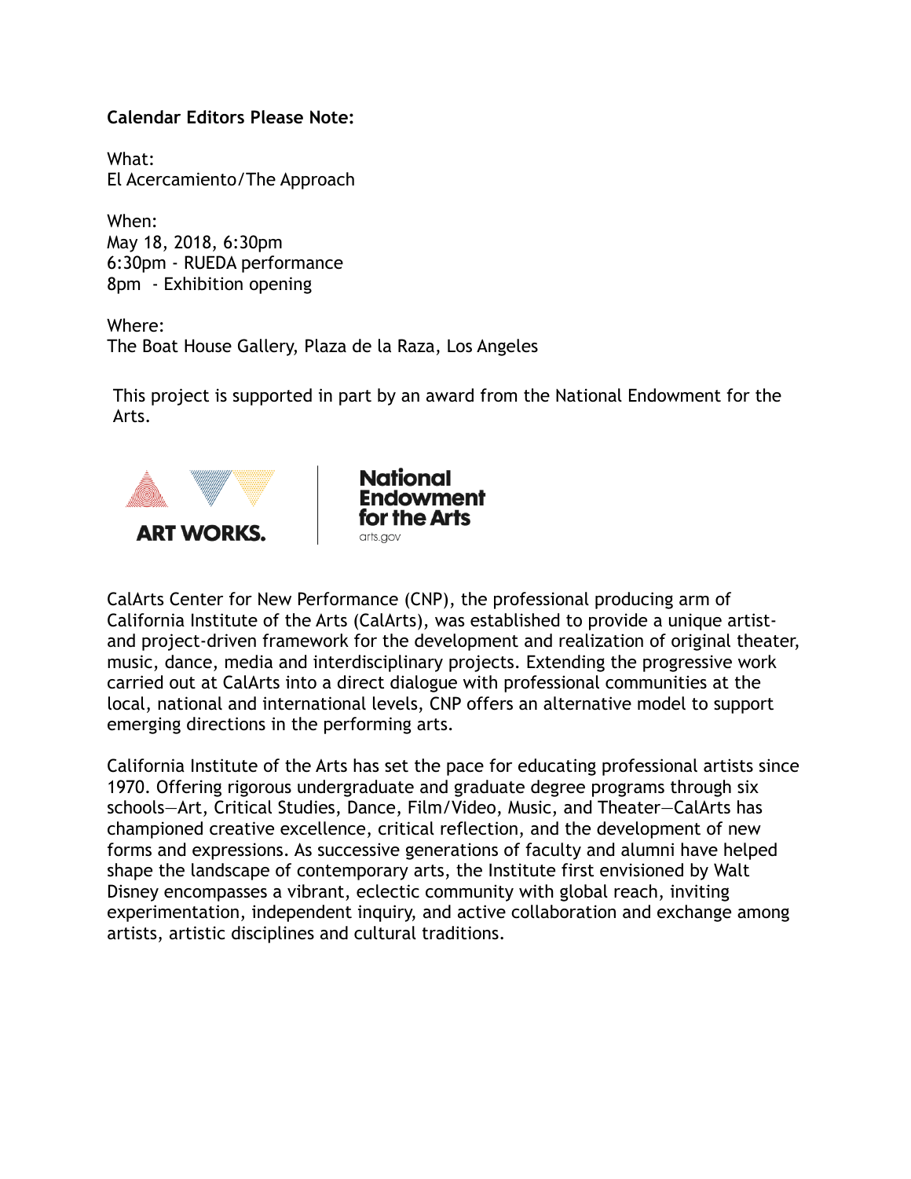**Calendar Editors Please Note:**

What:
El Acercamiento/The Approach

When:
May 18, 2018, 6:30pm
6:30pm - RUEDA performance
8pm - Exhibition opening

Where:
The Boat House Gallery, Plaza de la Raza, Los Angeles

This project is supported in part by an award from the National Endowment for the Arts.

ART WORKS.

National Endowment for the Arts
arts.gov

CalArts Center for New Performance (CNP), the professional producing arm of California Institute of the Arts (CalArts), was established to provide a unique artist- and project-driven framework for the development and realization of original theater, music, dance, media and interdisciplinary projects. Extending the progressive work carried out at CalArts into a direct dialogue with professional communities at the local, national and international levels, CNP offers an alternative model to support emerging directions in the performing arts.

California Institute of the Arts has set the pace for educating professional artists since 1970. Offering rigorous undergraduate and graduate degree programs through six schools—Art, Critical Studies, Dance, Film/Video, Music, and Theater—CalArts has championed creative excellence, critical reflection, and the development of new forms and expressions. As successive generations of faculty and alumni have helped shape the landscape of contemporary arts, the Institute first envisioned by Walt Disney encompasses a vibrant, eclectic community with global reach, inviting experimentation, independent inquiry, and active collaboration and exchange among artists, artistic disciplines and cultural traditions.